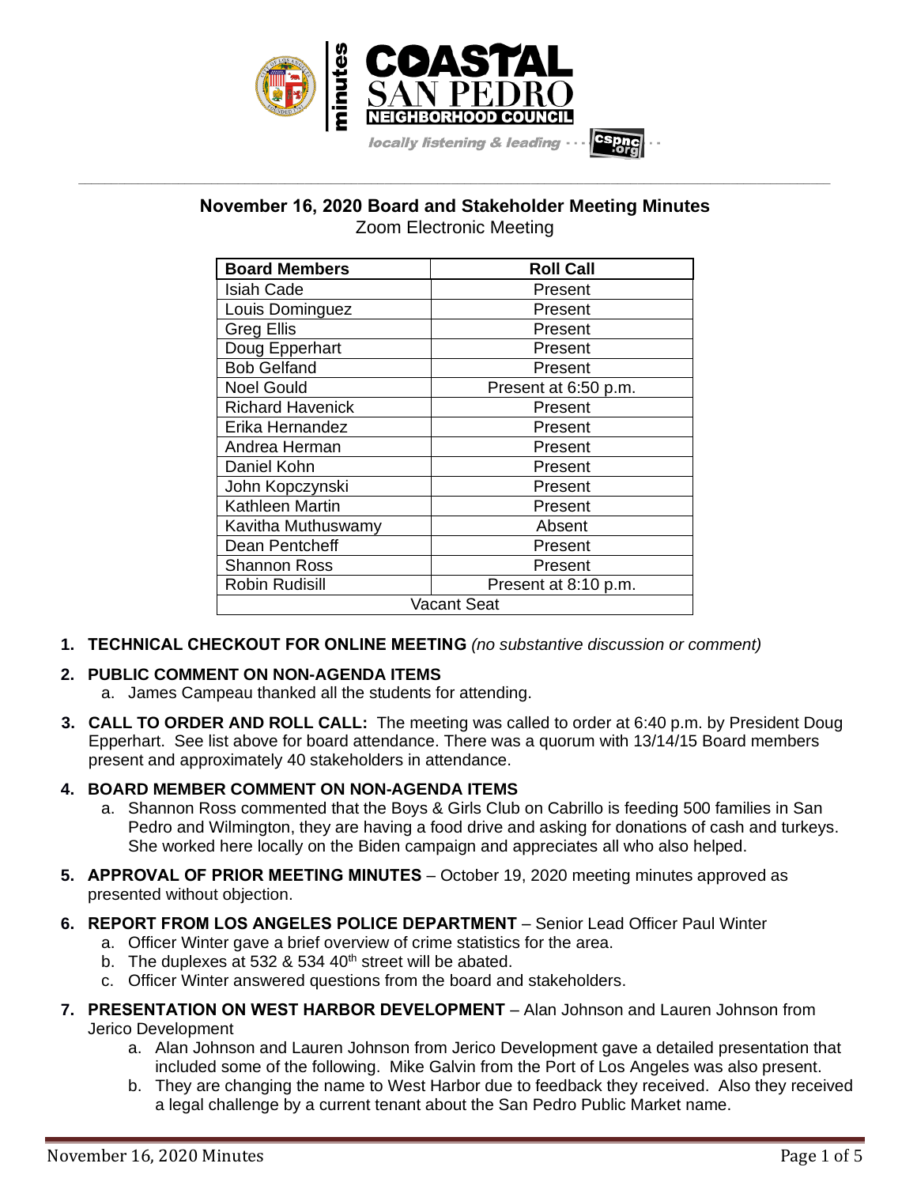# November 16, 2020 Board and Stakeholder Meeting Minutes

Zoom Electronic Meeting

| Board Members | Roll Call |
|---|---|
| Isiah Cade | Present |
| Louis Dominguez | Present |
| Greg Ellis | Present |
| Doug Epperhart | Present |
| Bob Gelfand | Present |
| Noel Gould | Present at 6:50 p.m. |
| Richard Havenick | Present |
| Erika Hernandez | Present |
| Andrea Herman | Present |
| Daniel Kohn | Present |
| John Kopczynski | Present |
| Kathleen Martin | Present |
| Kavitha Muthuswamy | Absent |
| Dean Pentcheff | Present |
| Shannon Ross | Present |
| Robin Rudisill | Present at 8:10 p.m. |
| Vacant Seat | |

1. **TECHNICAL CHECKOUT FOR ONLINE MEETING** *(no substantive discussion or comment)*

2. **PUBLIC COMMENT ON NON-AGENDA ITEMS**
   a. James Campeau thanked all the students for attending.

3. **CALL TO ORDER AND ROLL CALL:** The meeting was called to order at 6:40 p.m. by President Doug Epperhart. See list above for board attendance. There was a quorum with 13/14/15 Board members present and approximately 40 stakeholders in attendance.

4. **BOARD MEMBER COMMENT ON NON-AGENDA ITEMS**
   a. Shannon Ross commented that the Boys & Girls Club on Cabrillo is feeding 500 families in San Pedro and Wilmington, they are having a food drive and asking for donations of cash and turkeys. She worked here locally on the Biden campaign and appreciates all who also helped.

5. **APPROVAL OF PRIOR MEETING MINUTES** – October 19, 2020 meeting minutes approved as presented without objection.

6. **REPORT FROM LOS ANGELES POLICE DEPARTMENT** – Senior Lead Officer Paul Winter
   a. Officer Winter gave a brief overview of crime statistics for the area.
   b. The duplexes at 532 & 534 40th street will be abated.
   c. Officer Winter answered questions from the board and stakeholders.

7. **PRESENTATION ON WEST HARBOR DEVELOPMENT** – Alan Johnson and Lauren Johnson from Jerico Development
   a. Alan Johnson and Lauren Johnson from Jerico Development gave a detailed presentation that included some of the following. Mike Galvin from the Port of Los Angeles was also present.
   b. They are changing the name to West Harbor due to feedback they received. Also they received a legal challenge by a current tenant about the San Pedro Public Market name.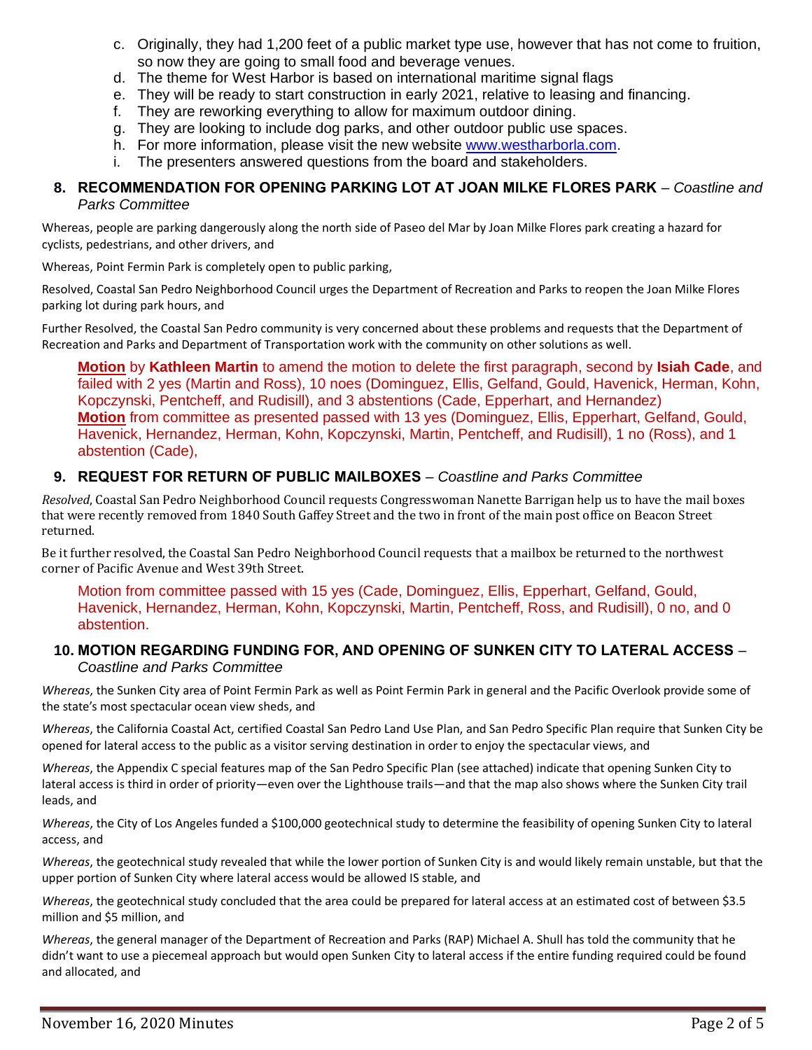c. Originally, they had 1,200 feet of a public market type use, however that has not come to fruition, so now they are going to small food and beverage venues.
d. The theme for West Harbor is based on international maritime signal flags
e. They will be ready to start construction in early 2021, relative to leasing and financing.
f. They are reworking everything to allow for maximum outdoor dining.
g. They are looking to include dog parks, and other outdoor public use spaces.
h. For more information, please visit the new website www.westharborla.com.
i. The presenters answered questions from the board and stakeholders.

## 8. RECOMMENDATION FOR OPENING PARKING LOT AT JOAN MILKE FLORES PARK – *Coastline and Parks Committee*

Whereas, people are parking dangerously along the north side of Paseo del Mar by Joan Milke Flores park creating a hazard for cyclists, pedestrians, and other drivers, and

Whereas, Point Fermin Park is completely open to public parking,

Resolved, Coastal San Pedro Neighborhood Council urges the Department of Recreation and Parks to reopen the Joan Milke Flores parking lot during park hours, and

Further Resolved, the Coastal San Pedro community is very concerned about these problems and requests that the Department of Recreation and Parks and Department of Transportation work with the community on other solutions as well.

**Motion** by **Kathleen Martin** to amend the motion to delete the first paragraph, second by **Isiah Cade**, and failed with 2 yes (Martin and Ross), 10 noes (Dominguez, Ellis, Gelfand, Gould, Havenick, Herman, Kohn, Kopczynski, Pentcheff, and Rudisill), and 3 abstentions (Cade, Epperhart, and Hernandez)
**Motion** from committee as presented passed with 13 yes (Dominguez, Ellis, Epperhart, Gelfand, Gould, Havenick, Hernandez, Herman, Kohn, Kopczynski, Martin, Pentcheff, and Rudisill), 1 no (Ross), and 1 abstention (Cade),

## 9. REQUEST FOR RETURN OF PUBLIC MAILBOXES – *Coastline and Parks Committee*

*Resolved*, Coastal San Pedro Neighborhood Council requests Congresswoman Nanette Barrigan help us to have the mail boxes that were recently removed from 1840 South Gaffey Street and the two in front of the main post office on Beacon Street returned.

Be it further resolved, the Coastal San Pedro Neighborhood Council requests that a mailbox be returned to the northwest corner of Pacific Avenue and West 39th Street.

Motion from committee passed with 15 yes (Cade, Dominguez, Ellis, Epperhart, Gelfand, Gould, Havenick, Hernandez, Herman, Kohn, Kopczynski, Martin, Pentcheff, Ross, and Rudisill), 0 no, and 0 abstention.

## 10. MOTION REGARDING FUNDING FOR, AND OPENING OF SUNKEN CITY TO LATERAL ACCESS – *Coastline and Parks Committee*

*Whereas*, the Sunken City area of Point Fermin Park as well as Point Fermin Park in general and the Pacific Overlook provide some of the state's most spectacular ocean view sheds, and

*Whereas*, the California Coastal Act, certified Coastal San Pedro Land Use Plan, and San Pedro Specific Plan require that Sunken City be opened for lateral access to the public as a visitor serving destination in order to enjoy the spectacular views, and

*Whereas*, the Appendix C special features map of the San Pedro Specific Plan (see attached) indicate that opening Sunken City to lateral access is third in order of priority—even over the Lighthouse trails—and that the map also shows where the Sunken City trail leads, and

*Whereas*, the City of Los Angeles funded a $100,000 geotechnical study to determine the feasibility of opening Sunken City to lateral access, and

*Whereas*, the geotechnical study revealed that while the lower portion of Sunken City is and would likely remain unstable, but that the upper portion of Sunken City where lateral access would be allowed IS stable, and

*Whereas*, the geotechnical study concluded that the area could be prepared for lateral access at an estimated cost of between $3.5 million and $5 million, and

*Whereas*, the general manager of the Department of Recreation and Parks (RAP) Michael A. Shull has told the community that he didn't want to use a piecemeal approach but would open Sunken City to lateral access if the entire funding required could be found and allocated, and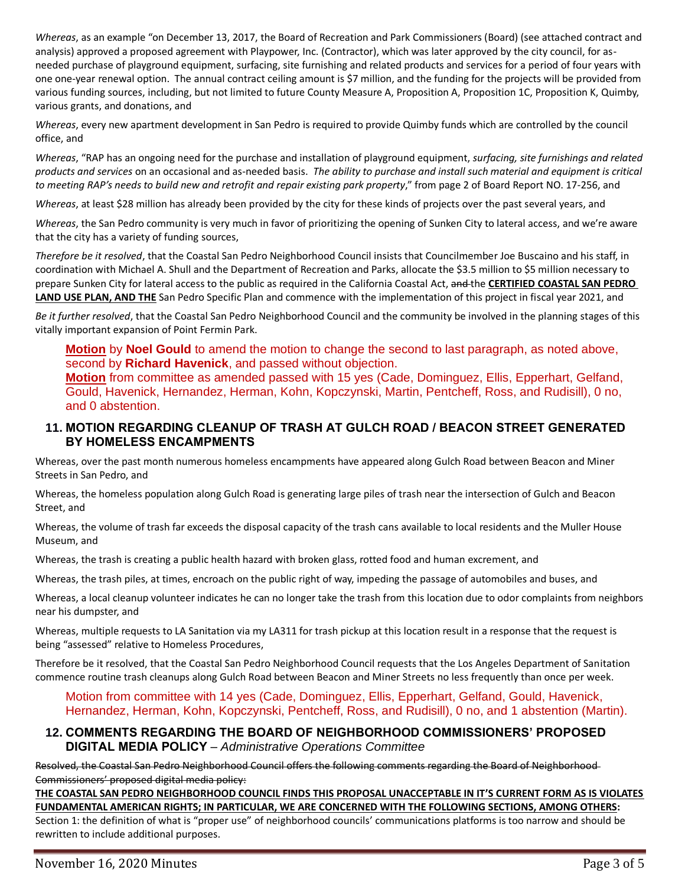*Whereas*, as an example "on December 13, 2017, the Board of Recreation and Park Commissioners (Board) (see attached contract and analysis) approved a proposed agreement with Playpower, Inc. (Contractor), which was later approved by the city council, for as-needed purchase of playground equipment, surfacing, site furnishing and related products and services for a period of four years with one one-year renewal option. The annual contract ceiling amount is $7 million, and the funding for the projects will be provided from various funding sources, including, but not limited to future County Measure A, Proposition A, Proposition 1C, Proposition K, Quimby, various grants, and donations, and

*Whereas*, every new apartment development in San Pedro is required to provide Quimby funds which are controlled by the council office, and

*Whereas*, "RAP has an ongoing need for the purchase and installation of playground equipment, *surfacing, site furnishings and related products and services* on an occasional and as-needed basis. *The ability to purchase and install such material and equipment is critical to meeting RAP's needs to build new and retrofit and repair existing park property*," from page 2 of Board Report NO. 17-256, and

*Whereas*, at least $28 million has already been provided by the city for these kinds of projects over the past several years, and

*Whereas*, the San Pedro community is very much in favor of prioritizing the opening of Sunken City to lateral access, and we're aware that the city has a variety of funding sources,

*Therefore be it resolved*, that the Coastal San Pedro Neighborhood Council insists that Councilmember Joe Buscaino and his staff, in coordination with Michael A. Shull and the Department of Recreation and Parks, allocate the $3.5 million to $5 million necessary to prepare Sunken City for lateral access to the public as required in the California Coastal Act, ~~and~~ the **CERTIFIED COASTAL SAN PEDRO LAND USE PLAN, AND THE** San Pedro Specific Plan and commence with the implementation of this project in fiscal year 2021, and

*Be it further resolved*, that the Coastal San Pedro Neighborhood Council and the community be involved in the planning stages of this vitally important expansion of Point Fermin Park.

**Motion** by **Noel Gould** to amend the motion to change the second to last paragraph, as noted above, second by **Richard Havenick**, and passed without objection.
**Motion** from committee as amended passed with 15 yes (Cade, Dominguez, Ellis, Epperhart, Gelfand, Gould, Havenick, Hernandez, Herman, Kohn, Kopczynski, Martin, Pentcheff, Ross, and Rudisill), 0 no, and 0 abstention.

## 11. MOTION REGARDING CLEANUP OF TRASH AT GULCH ROAD / BEACON STREET GENERATED BY HOMELESS ENCAMPMENTS

Whereas, over the past month numerous homeless encampments have appeared along Gulch Road between Beacon and Miner Streets in San Pedro, and

Whereas, the homeless population along Gulch Road is generating large piles of trash near the intersection of Gulch and Beacon Street, and

Whereas, the volume of trash far exceeds the disposal capacity of the trash cans available to local residents and the Muller House Museum, and

Whereas, the trash is creating a public health hazard with broken glass, rotted food and human excrement, and

Whereas, the trash piles, at times, encroach on the public right of way, impeding the passage of automobiles and buses, and

Whereas, a local cleanup volunteer indicates he can no longer take the trash from this location due to odor complaints from neighbors near his dumpster, and

Whereas, multiple requests to LA Sanitation via my LA311 for trash pickup at this location result in a response that the request is being "assessed" relative to Homeless Procedures,

Therefore be it resolved, that the Coastal San Pedro Neighborhood Council requests that the Los Angeles Department of Sanitation commence routine trash cleanups along Gulch Road between Beacon and Miner Streets no less frequently than once per week.

Motion from committee with 14 yes (Cade, Dominguez, Ellis, Epperhart, Gelfand, Gould, Havenick, Hernandez, Herman, Kohn, Kopczynski, Pentcheff, Ross, and Rudisill), 0 no, and 1 abstention (Martin).

## 12. COMMENTS REGARDING THE BOARD OF NEIGHBORHOOD COMMISSIONERS' PROPOSED DIGITAL MEDIA POLICY – *Administrative Operations Committee*

~~Resolved, the Coastal San Pedro Neighborhood Council offers the following comments regarding the Board of Neighborhood Commissioners' proposed digital media policy:~~

**THE COASTAL SAN PEDRO NEIGHBORHOOD COUNCIL FINDS THIS PROPOSAL UNACCEPTABLE IN IT'S CURRENT FORM AS IS VIOLATES FUNDAMENTAL AMERICAN RIGHTS; IN PARTICULAR, WE ARE CONCERNED WITH THE FOLLOWING SECTIONS, AMONG OTHERS:**

Section 1: the definition of what is "proper use" of neighborhood councils' communications platforms is too narrow and should be rewritten to include additional purposes.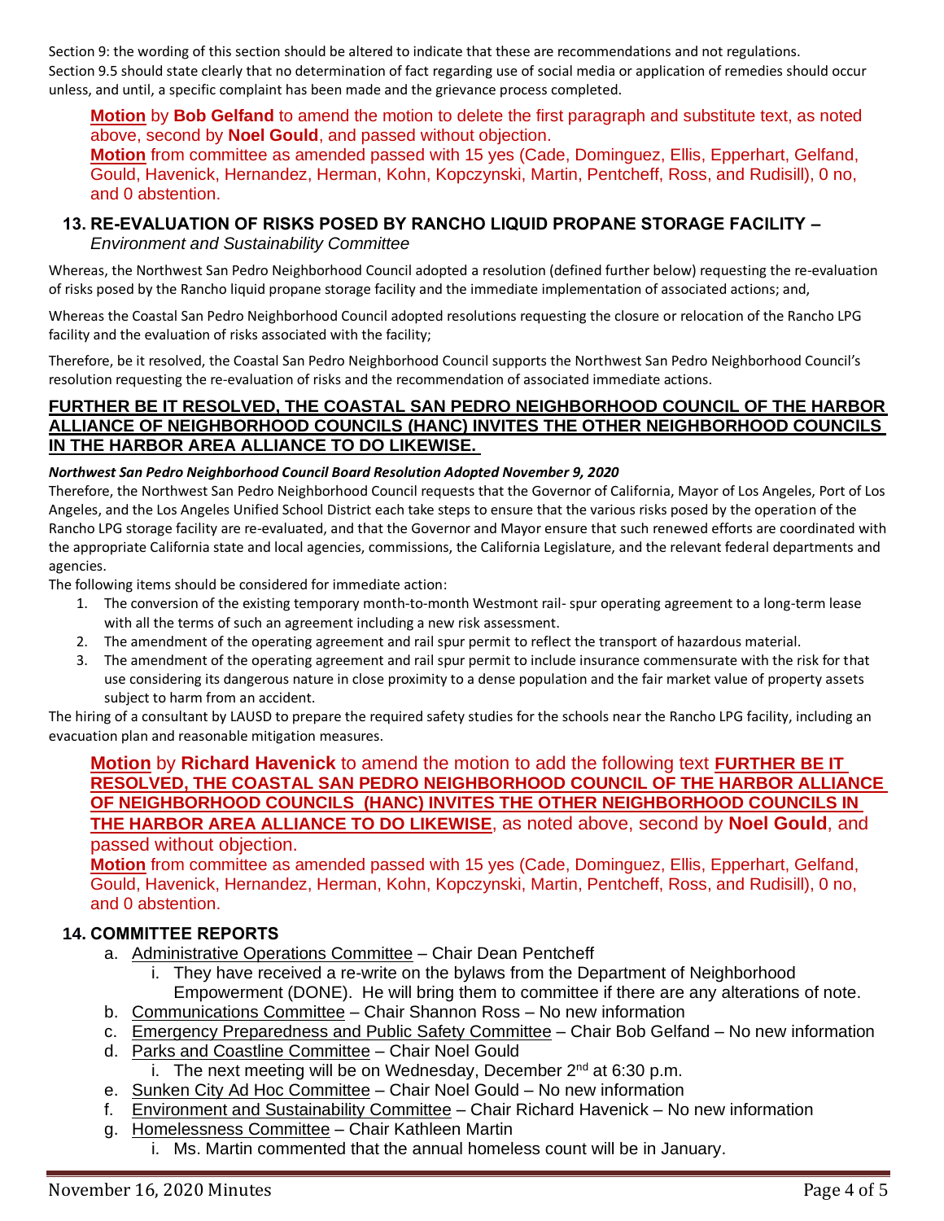Section 9: the wording of this section should be altered to indicate that these are recommendations and not regulations.
Section 9.5 should state clearly that no determination of fact regarding use of social media or application of remedies should occur unless, and until, a specific complaint has been made and the grievance process completed.

**Motion** by **Bob Gelfand** to amend the motion to delete the first paragraph and substitute text, as noted above, second by **Noel Gould**, and passed without objection.
**Motion** from committee as amended passed with 15 yes (Cade, Dominguez, Ellis, Epperhart, Gelfand, Gould, Havenick, Hernandez, Herman, Kohn, Kopczynski, Martin, Pentcheff, Ross, and Rudisill), 0 no, and 0 abstention.

### 13. RE-EVALUATION OF RISKS POSED BY RANCHO LIQUID PROPANE STORAGE FACILITY – *Environment and Sustainability Committee*

Whereas, the Northwest San Pedro Neighborhood Council adopted a resolution (defined further below) requesting the re-evaluation of risks posed by the Rancho liquid propane storage facility and the immediate implementation of associated actions; and,

Whereas the Coastal San Pedro Neighborhood Council adopted resolutions requesting the closure or relocation of the Rancho LPG facility and the evaluation of risks associated with the facility;

Therefore, be it resolved, the Coastal San Pedro Neighborhood Council supports the Northwest San Pedro Neighborhood Council's resolution requesting the re-evaluation of risks and the recommendation of associated immediate actions.

**FURTHER BE IT RESOLVED, THE COASTAL SAN PEDRO NEIGHBORHOOD COUNCIL OF THE HARBOR ALLIANCE OF NEIGHBORHOOD COUNCILS (HANC) INVITES THE OTHER NEIGHBORHOOD COUNCILS IN THE HARBOR AREA ALLIANCE TO DO LIKEWISE.**

***Northwest San Pedro Neighborhood Council Board Resolution Adopted November 9, 2020***
Therefore, the Northwest San Pedro Neighborhood Council requests that the Governor of California, Mayor of Los Angeles, Port of Los Angeles, and the Los Angeles Unified School District each take steps to ensure that the various risks posed by the operation of the Rancho LPG storage facility are re-evaluated, and that the Governor and Mayor ensure that such renewed efforts are coordinated with the appropriate California state and local agencies, commissions, the California Legislature, and the relevant federal departments and agencies.
The following items should be considered for immediate action:

1. The conversion of the existing temporary month-to-month Westmont rail- spur operating agreement to a long-term lease with all the terms of such an agreement including a new risk assessment.
2. The amendment of the operating agreement and rail spur permit to reflect the transport of hazardous material.
3. The amendment of the operating agreement and rail spur permit to include insurance commensurate with the risk for that use considering its dangerous nature in close proximity to a dense population and the fair market value of property assets subject to harm from an accident.

The hiring of a consultant by LAUSD to prepare the required safety studies for the schools near the Rancho LPG facility, including an evacuation plan and reasonable mitigation measures.

**Motion** by **Richard Havenick** to amend the motion to add the following text **FURTHER BE IT RESOLVED, THE COASTAL SAN PEDRO NEIGHBORHOOD COUNCIL OF THE HARBOR ALLIANCE OF NEIGHBORHOOD COUNCILS (HANC) INVITES THE OTHER NEIGHBORHOOD COUNCILS IN THE HARBOR AREA ALLIANCE TO DO LIKEWISE**, as noted above, second by **Noel Gould**, and passed without objection.
**Motion** from committee as amended passed with 15 yes (Cade, Dominguez, Ellis, Epperhart, Gelfand, Gould, Havenick, Hernandez, Herman, Kohn, Kopczynski, Martin, Pentcheff, Ross, and Rudisill), 0 no, and 0 abstention.

### 14. COMMITTEE REPORTS

a. Administrative Operations Committee – Chair Dean Pentcheff
   i. They have received a re-write on the bylaws from the Department of Neighborhood Empowerment (DONE). He will bring them to committee if there are any alterations of note.
b. Communications Committee – Chair Shannon Ross – No new information
c. Emergency Preparedness and Public Safety Committee – Chair Bob Gelfand – No new information
d. Parks and Coastline Committee – Chair Noel Gould
   i. The next meeting will be on Wednesday, December 2nd at 6:30 p.m.
e. Sunken City Ad Hoc Committee – Chair Noel Gould – No new information
f. Environment and Sustainability Committee – Chair Richard Havenick – No new information
g. Homelessness Committee – Chair Kathleen Martin
   i. Ms. Martin commented that the annual homeless count will be in January.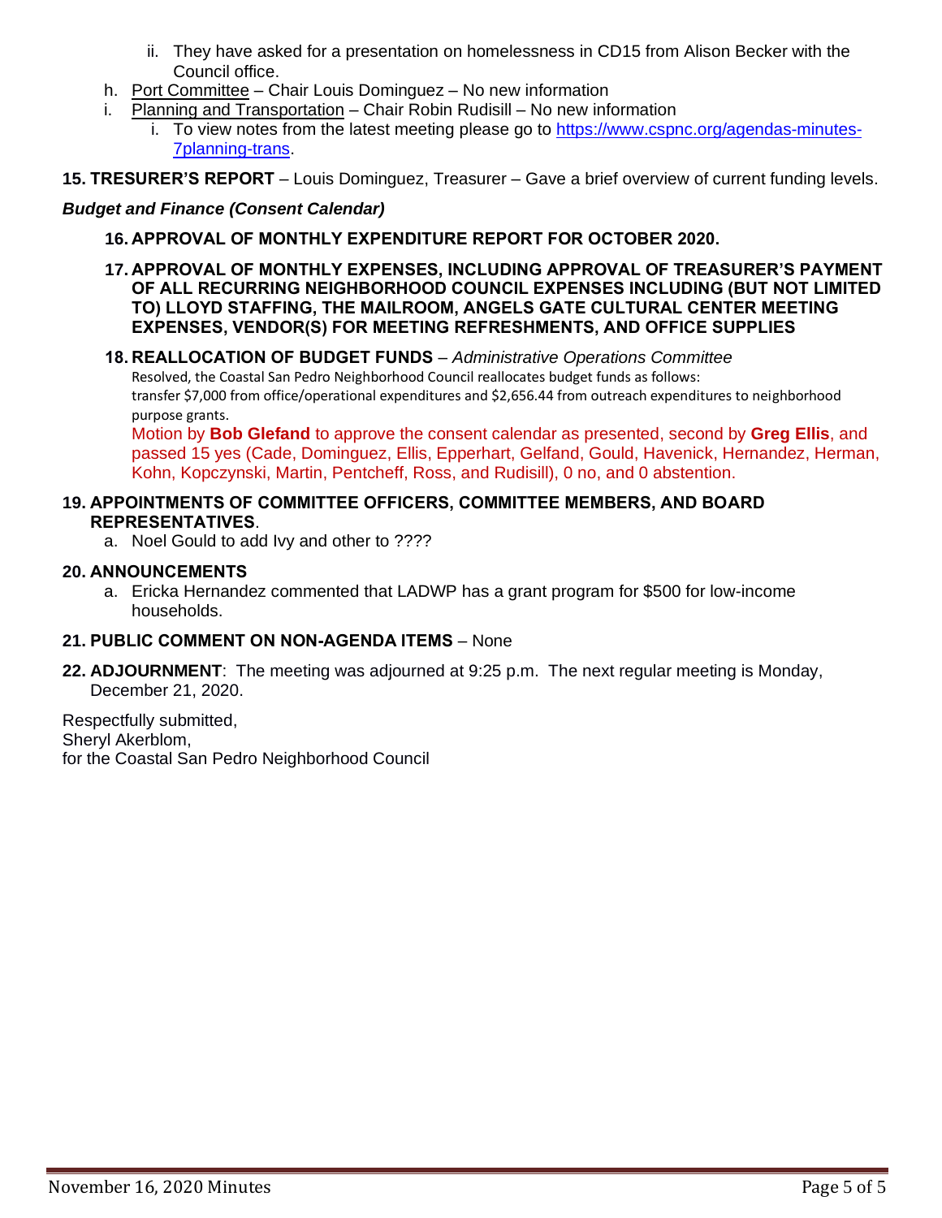ii. They have asked for a presentation on homelessness in CD15 from Alison Becker with the Council office.

h. Port Committee – Chair Louis Dominguez – No new information

i. Planning and Transportation – Chair Robin Rudisill – No new information

   i. To view notes from the latest meeting please go to [https://www.cspnc.org/agendas-minutes-7planning-trans](https://www.cspnc.org/agendas-minutes-7planning-trans).

**15. TRESURER'S REPORT** – Louis Dominguez, Treasurer – Gave a brief overview of current funding levels.

***Budget and Finance (Consent Calendar)***

**16. APPROVAL OF MONTHLY EXPENDITURE REPORT FOR OCTOBER 2020.**

**17. APPROVAL OF MONTHLY EXPENSES, INCLUDING APPROVAL OF TREASURER'S PAYMENT OF ALL RECURRING NEIGHBORHOOD COUNCIL EXPENSES INCLUDING (BUT NOT LIMITED TO) LLOYD STAFFING, THE MAILROOM, ANGELS GATE CULTURAL CENTER MEETING EXPENSES, VENDOR(S) FOR MEETING REFRESHMENTS, AND OFFICE SUPPLIES**

**18. REALLOCATION OF BUDGET FUNDS** – *Administrative Operations Committee*

Resolved, the Coastal San Pedro Neighborhood Council reallocates budget funds as follows: transfer $7,000 from office/operational expenditures and $2,656.44 from outreach expenditures to neighborhood purpose grants.

Motion by **Bob Glefand** to approve the consent calendar as presented, second by **Greg Ellis**, and passed 15 yes (Cade, Dominguez, Ellis, Epperhart, Gelfand, Gould, Havenick, Hernandez, Herman, Kohn, Kopczynski, Martin, Pentcheff, Ross, and Rudisill), 0 no, and 0 abstention.

**19. APPOINTMENTS OF COMMITTEE OFFICERS, COMMITTEE MEMBERS, AND BOARD REPRESENTATIVES**.

a. Noel Gould to add Ivy and other to ????

**20. ANNOUNCEMENTS**

a. Ericka Hernandez commented that LADWP has a grant program for $500 for low-income households.

**21. PUBLIC COMMENT ON NON-AGENDA ITEMS** – None

**22. ADJOURNMENT**: The meeting was adjourned at 9:25 p.m. The next regular meeting is Monday, December 21, 2020.

Respectfully submitted,
Sheryl Akerblom,
for the Coastal San Pedro Neighborhood Council